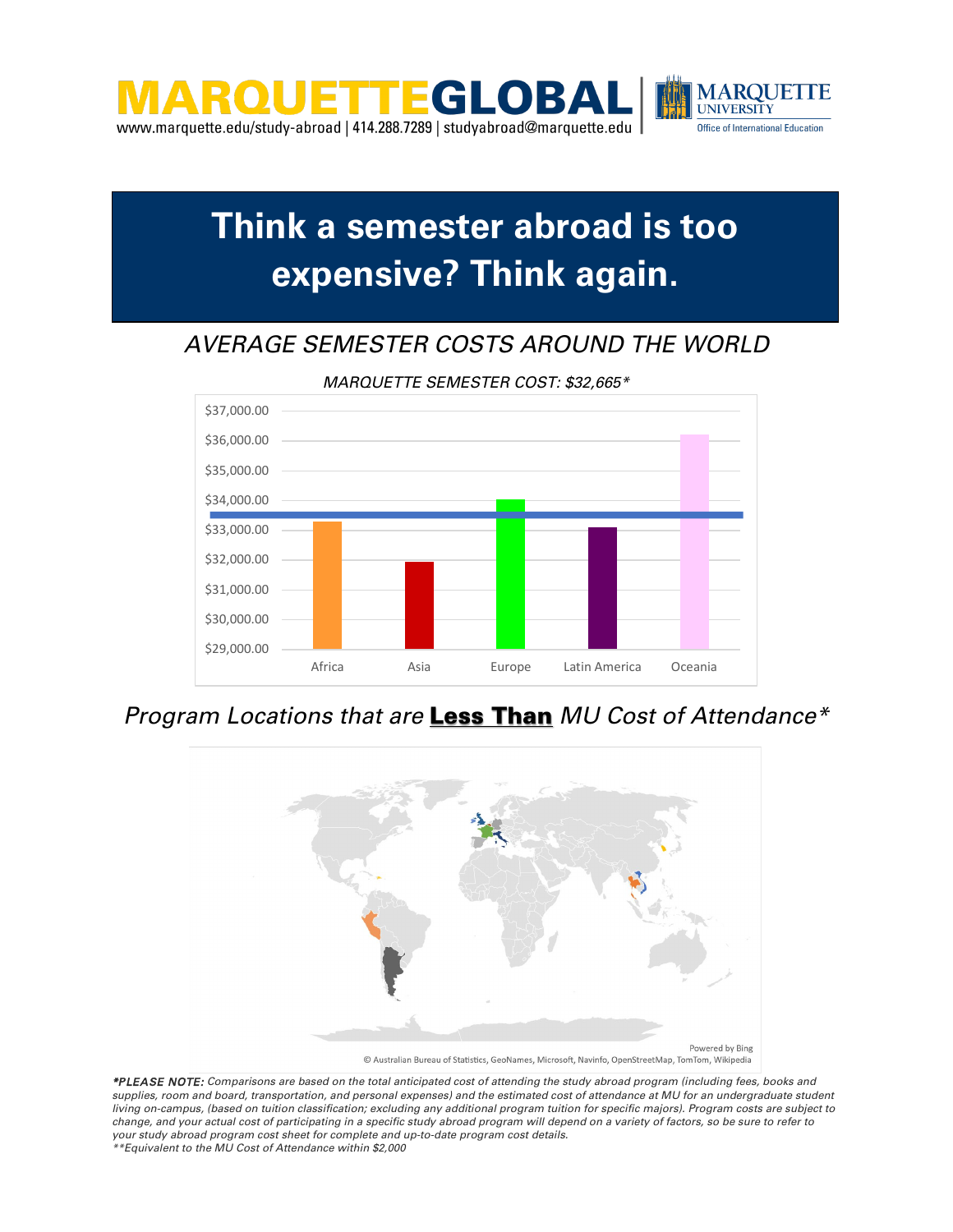# MARQUETTEGLOBAL

www.marquette.edu/study-abroad | 414.288.7289 | studyabroad@marquette.edu

MARQUETTE UNIVERSITY
Office of International Education

# Think a semester abroad is too expensive? Think again.

## *AVERAGE SEMESTER COSTS AROUND THE WORLD*

*MARQUETTE SEMESTER COST: $32,665**

$37,000.00
$36,000.00
$35,000.00
$34,000.00
$33,000.00
$32,000.00
$31,000.00
$30,000.00
$29,000.00

Africa | Asia | Europe | Latin America | Oceania

## *Program Locations that are **Less Than** MU Cost of Attendance**

Powered by Bing
© Australian Bureau of Statistics, GeoNames, Microsoft, Navinfo, OpenStreetMap, TomTom, Wikipedia

***PLEASE NOTE:** *Comparisons are based on the total anticipated cost of attending the study abroad program (including fees, books and supplies, room and board, transportation, and personal expenses) and the estimated cost of attendance at MU for an undergraduate student living on-campus, (based on tuition classification; excluding any additional program tuition for specific majors). Program costs are subject to change, and your actual cost of participating in a specific study abroad program will depend on a variety of factors, so be sure to refer to your study abroad program cost sheet for complete and up-to-date program cost details.*
***Equivalent to the MU Cost of Attendance within $2,000*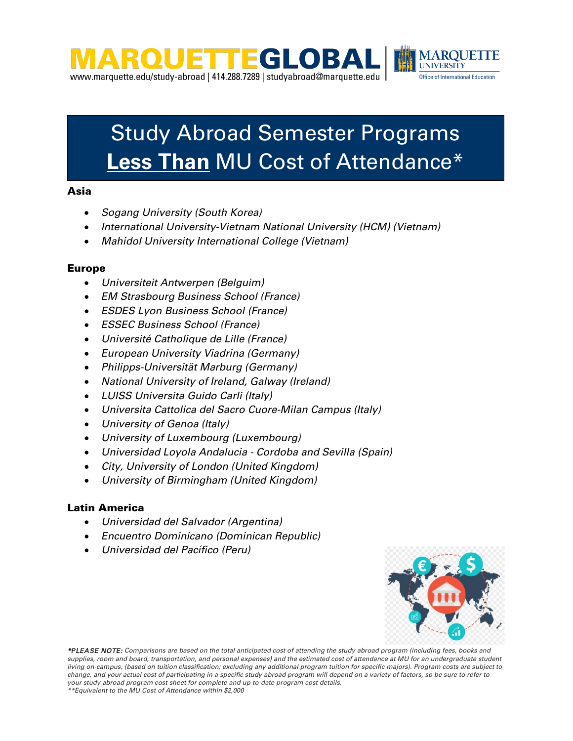# MARQUETTEGLOBAL

www.marquette.edu/study-abroad | 414.288.7289 | studyabroad@marquette.edu

MARQUETTE UNIVERSITY
Office of International Education

# Study Abroad Semester Programs **Less Than** MU Cost of Attendance*

## Asia

- *Sogang University (South Korea)*
- *International University-Vietnam National University (HCM) (Vietnam)*
- *Mahidol University International College (Vietnam)*

## Europe

- *Universiteit Antwerpen (Belguim)*
- *EM Strasbourg Business School (France)*
- *ESDES Lyon Business School (France)*
- *ESSEC Business School (France)*
- *Université Catholique de Lille (France)*
- *European University Viadrina (Germany)*
- *Philipps-Universität Marburg (Germany)*
- *National University of Ireland, Galway (Ireland)*
- *LUISS Universita Guido Carli (Italy)*
- *Universita Cattolica del Sacro Cuore-Milan Campus (Italy)*
- *University of Genoa (Italy)*
- *University of Luxembourg (Luxembourg)*
- *Universidad Loyola Andalucia - Cordoba and Sevilla (Spain)*
- *City, University of London (United Kingdom)*
- *University of Birmingham (United Kingdom)*

## Latin America

- *Universidad del Salvador (Argentina)*
- *Encuentro Dominicano (Dominican Republic)*
- *Universidad del Pacífico (Peru)*

***PLEASE NOTE:** *Comparisons are based on the total anticipated cost of attending the study abroad program (including fees, books and supplies, room and board, transportation, and personal expenses) and the estimated cost of attendance at MU for an undergraduate student living on-campus, (based on tuition classification; excluding any additional program tuition for specific majors). Program costs are subject to change, and your actual cost of participating in a specific study abroad program will depend on a variety of factors, so be sure to refer to your study abroad program cost sheet for complete and up-to-date program cost details.*

*\*\*Equivalent to the MU Cost of Attendance within $2,000*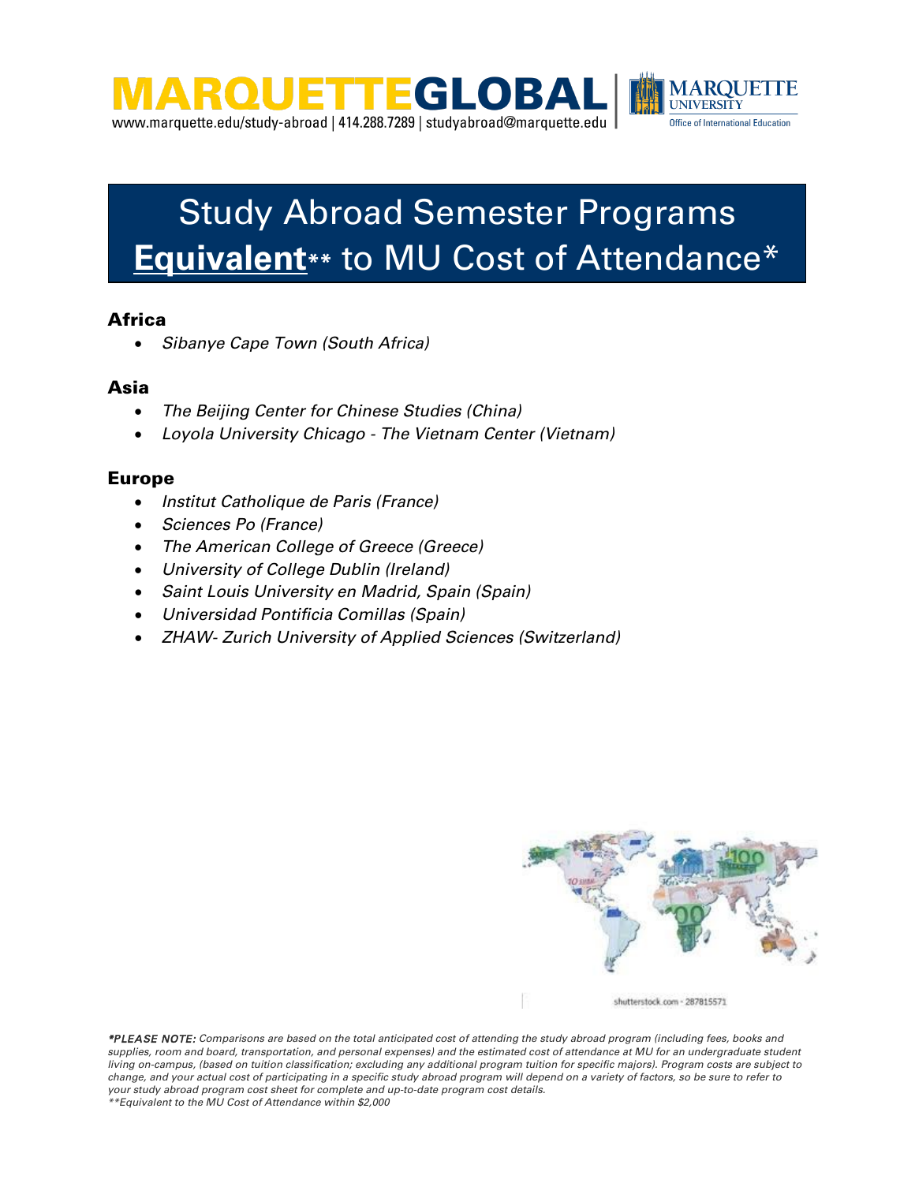MARQUETTEGLOBAL

www.marquette.edu/study-abroad | 414.288.7289 | studyabroad@marquette.edu

MARQUETTE UNIVERSITY
Office of International Education

# Study Abroad Semester Programs **Equivalent**** to MU Cost of Attendance*

## Africa

- *Sibanye Cape Town (South Africa)*

## Asia

- *The Beijing Center for Chinese Studies (China)*
- *Loyola University Chicago - The Vietnam Center (Vietnam)*

## Europe

- *Institut Catholique de Paris (France)*
- *Sciences Po (France)*
- *The American College of Greece (Greece)*
- *University of College Dublin (Ireland)*
- *Saint Louis University en Madrid, Spain (Spain)*
- *Universidad Pontificia Comillas (Spain)*
- *ZHAW- Zurich University of Applied Sciences (Switzerland)*

shutterstock.com · 287815571

***PLEASE NOTE:** Comparisons are based on the total anticipated cost of attending the study abroad program (including fees, books and supplies, room and board, transportation, and personal expenses) and the estimated cost of attendance at MU for an undergraduate student living on-campus, (based on tuition classification; excluding any additional program tuition for specific majors). Program costs are subject to change, and your actual cost of participating in a specific study abroad program will depend on a variety of factors, so be sure to refer to your study abroad program cost sheet for complete and up-to-date program cost details.*

***Equivalent to the MU Cost of Attendance within $2,000*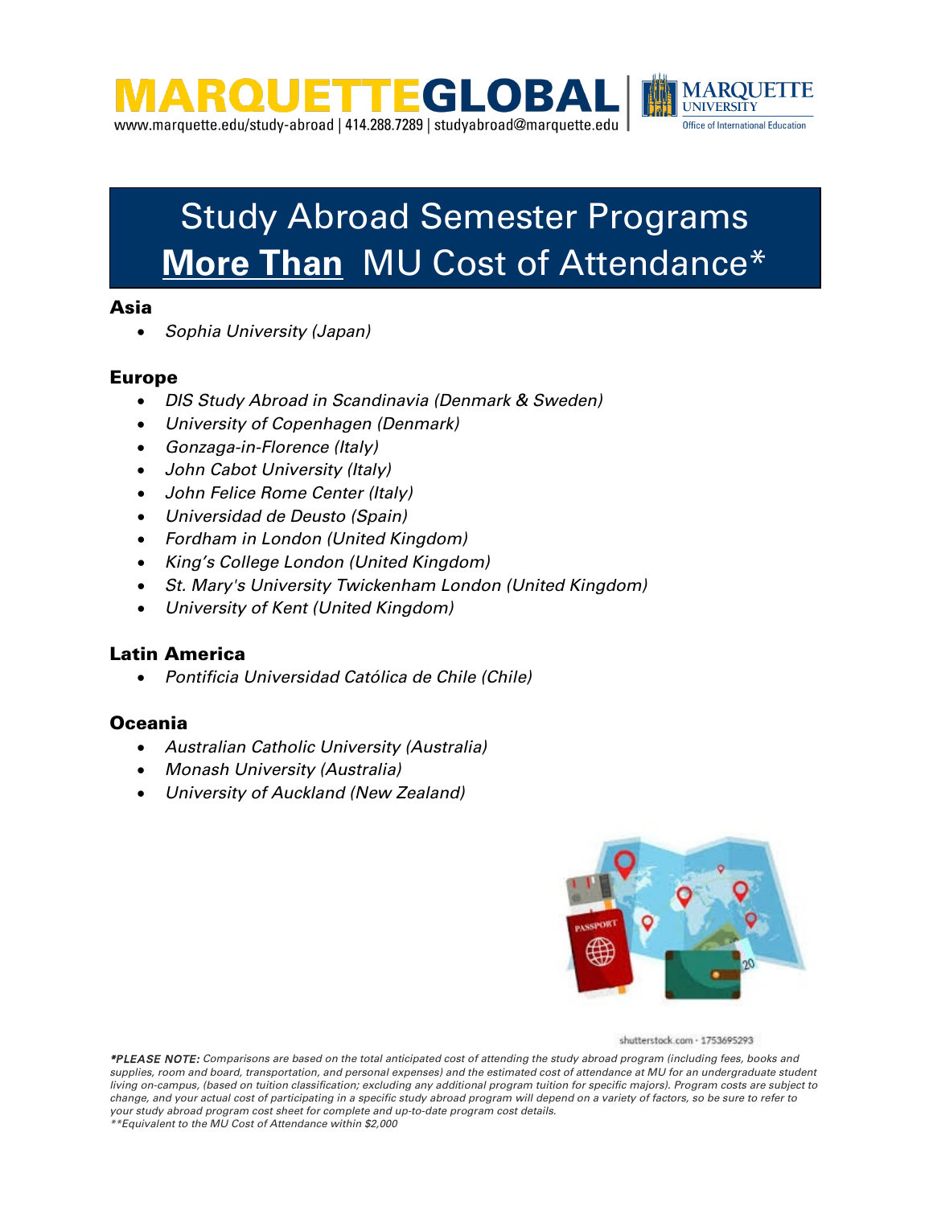# MARQUETTEGLOBAL

www.marquette.edu/study-abroad | 414.288.7289 | studyabroad@marquette.edu

MARQUETTE UNIVERSITY
Office of International Education

# Study Abroad Semester Programs **More Than** MU Cost of Attendance*

## Asia

- *Sophia University (Japan)*

## Europe

- *DIS Study Abroad in Scandinavia (Denmark & Sweden)*
- *University of Copenhagen (Denmark)*
- *Gonzaga-in-Florence (Italy)*
- *John Cabot University (Italy)*
- *John Felice Rome Center (Italy)*
- *Universidad de Deusto (Spain)*
- *Fordham in London (United Kingdom)*
- *King's College London (United Kingdom)*
- *St. Mary's University Twickenham London (United Kingdom)*
- *University of Kent (United Kingdom)*

## Latin America

- *Pontificia Universidad Católica de Chile (Chile)*

## Oceania

- *Australian Catholic University (Australia)*
- *Monash University (Australia)*
- *University of Auckland (New Zealand)*

shutterstock.com · 1753695293

***PLEASE NOTE:** *Comparisons are based on the total anticipated cost of attending the study abroad program (including fees, books and supplies, room and board, transportation, and personal expenses) and the estimated cost of attendance at MU for an undergraduate student living on-campus, (based on tuition classification; excluding any additional program tuition for specific majors). Program costs are subject to change, and your actual cost of participating in a specific study abroad program will depend on a variety of factors, so be sure to refer to your study abroad program cost sheet for complete and up-to-date program cost details.*

*\*\*Equivalent to the MU Cost of Attendance within $2,000*